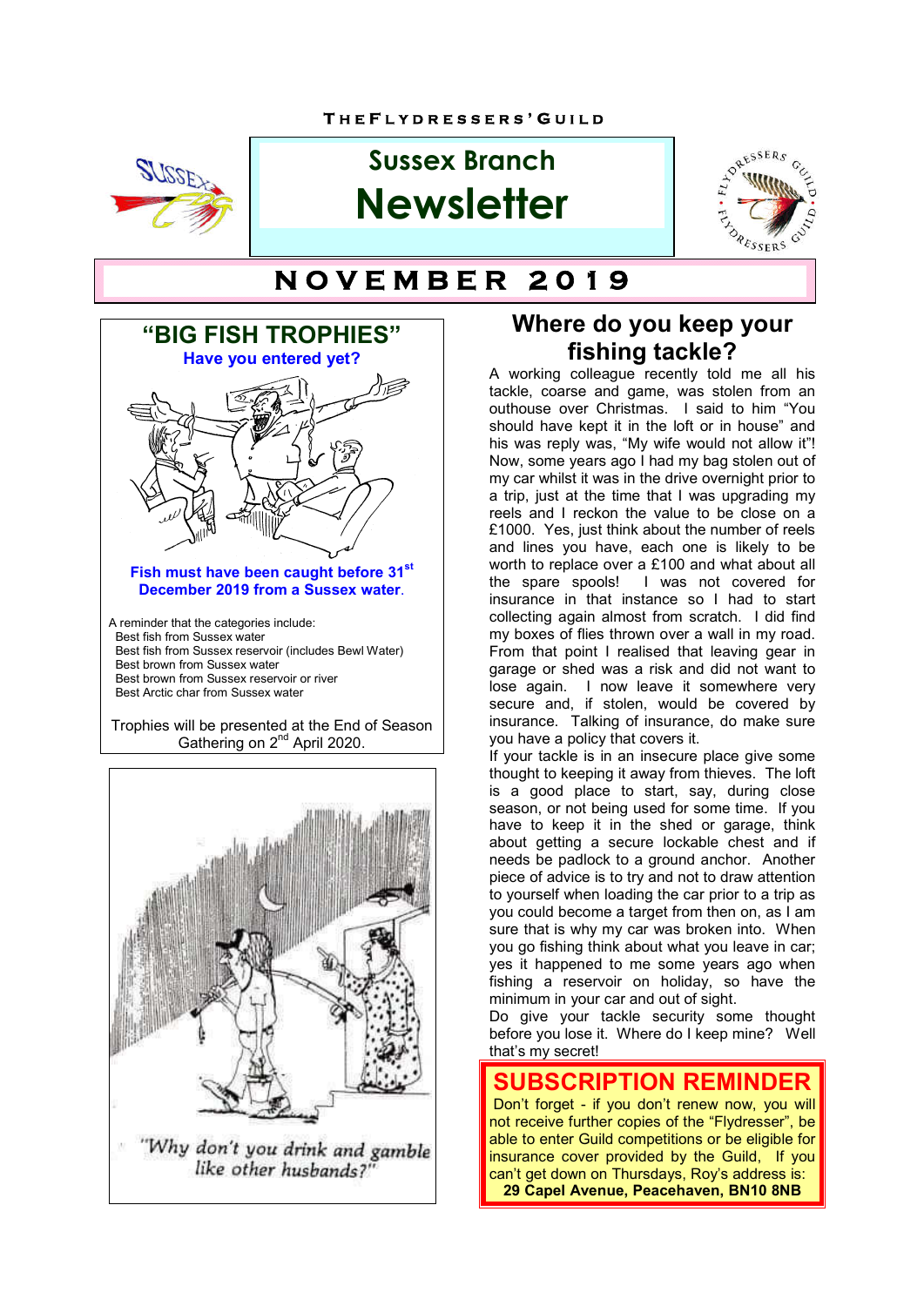THE FLYDRESSERS' GUILD

# Sussex Branch Newsletter

## NOVEMBER 2019

## "BIG FISH TROPHIES"

**Have you entered yet?**

**Fish must have been caught before 31st December 2019 from a Sussex water.**

A reminder that the categories include:

- Best fish from Sussex water
- Best fish from Sussex reservoir (includes Bewl Water)
- Best brown from Sussex water
- Best brown from Sussex reservoir or river
- Best Arctic char from Sussex water

Trophies will be presented at the End of Season Gathering on 2nd April 2020.

*"Why don't you drink and gamble like other husbands?"*

## Where do you keep your fishing tackle?

A working colleague recently told me all his tackle, coarse and game, was stolen from an outhouse over Christmas. I said to him "You should have kept it in the loft or in house" and his was reply was, "My wife would not allow it"! Now, some years ago I had my bag stolen out of my car whilst it was in the drive overnight prior to a trip, just at the time that I was upgrading my reels and I reckon the value to be close on a £1000. Yes, just think about the number of reels and lines you have, each one is likely to be worth to replace over a £100 and what about all the spare spools! I was not covered for insurance in that instance so I had to start collecting again almost from scratch. I did find my boxes of flies thrown over a wall in my road. From that point I realised that leaving gear in garage or shed was a risk and did not want to lose again. I now leave it somewhere very secure and, if stolen, would be covered by insurance. Talking of insurance, do make sure you have a policy that covers it.

If your tackle is in an insecure place give some thought to keeping it away from thieves. The loft is a good place to start, say, during close season, or not being used for some time. If you have to keep it in the shed or garage, think about getting a secure lockable chest and if needs be padlock to a ground anchor. Another piece of advice is to try and not to draw attention to yourself when loading the car prior to a trip as you could become a target from then on, as I am sure that is why my car was broken into. When you go fishing think about what you leave in car; yes it happened to me some years ago when fishing a reservoir on holiday, so have the minimum in your car and out of sight.

Do give your tackle security some thought before you lose it. Where do I keep mine? Well that's my secret!

## SUBSCRIPTION REMINDER

Don't forget - if you don't renew now, you will not receive further copies of the "Flydresser", be able to enter Guild competitions or be eligible for insurance cover provided by the Guild, If you can't get down on Thursdays, Roy's address is:

**29 Capel Avenue, Peacehaven, BN10 8NB**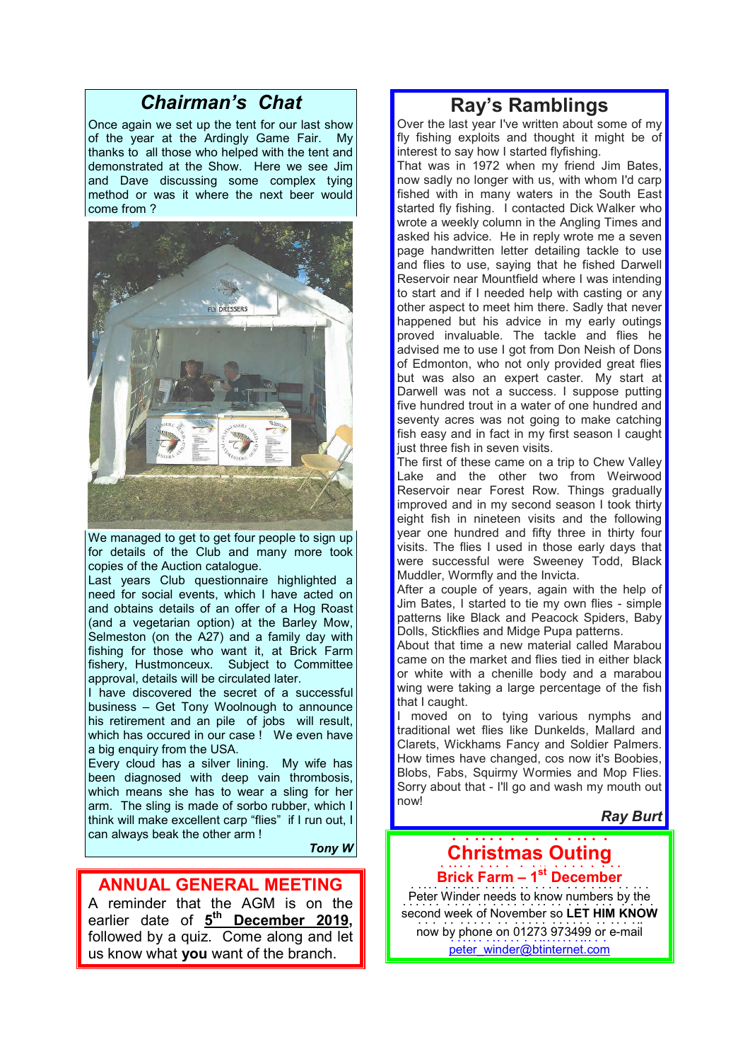## Chairman's Chat

Once again we set up the tent for our last show of the year at the Ardingly Game Fair. My thanks to all those who helped with the tent and demonstrated at the Show. Here we see Jim and Dave discussing some complex tying method or was it where the next beer would come from ?

We managed to get to get four people to sign up for details of the Club and many more took copies of the Auction catalogue.

Last years Club questionnaire highlighted a need for social events, which I have acted on and obtains details of an offer of a Hog Roast (and a vegetarian option) at the Barley Mow, Selmeston (on the A27) and a family day with fishing for those who want it, at Brick Farm fishery, Hustmonceux. Subject to Committee approval, details will be circulated later.

I have discovered the secret of a successful business – Get Tony Woolnough to announce his retirement and an pile of jobs will result, which has occured in our case ! We even have a big enquiry from the USA.

Every cloud has a silver lining. My wife has been diagnosed with deep vain thrombosis, which means she has to wear a sling for her arm. The sling is made of sorbo rubber, which I think will make excellent carp "flies" if I run out, I can always beak the other arm !

***Tony W***

## ANNUAL GENERAL MEETING

A reminder that the AGM is on the earlier date of **5th December 2019,** followed by a quiz. Come along and let us know what **you** want of the branch.

## Ray's Ramblings

Over the last year I've written about some of my fly fishing exploits and thought it might be of interest to say how I started flyfishing.

That was in 1972 when my friend Jim Bates, now sadly no longer with us, with whom I'd carp fished with in many waters in the South East started fly fishing. I contacted Dick Walker who wrote a weekly column in the Angling Times and asked his advice. He in reply wrote me a seven page handwritten letter detailing tackle to use and flies to use, saying that he fished Darwell Reservoir near Mountfield where I was intending to start and if I needed help with casting or any other aspect to meet him there. Sadly that never happened but his advice in my early outings proved invaluable. The tackle and flies he advised me to use I got from Don Neish of Dons of Edmonton, who not only provided great flies but was also an expert caster. My start at Darwell was not a success. I suppose putting five hundred trout in a water of one hundred and seventy acres was not going to make catching fish easy and in fact in my first season I caught just three fish in seven visits.

The first of these came on a trip to Chew Valley Lake and the other two from Weirwood Reservoir near Forest Row. Things gradually improved and in my second season I took thirty eight fish in nineteen visits and the following year one hundred and fifty three in thirty four visits. The flies I used in those early days that were successful were Sweeney Todd, Black Muddler, Wormfly and the Invicta.

After a couple of years, again with the help of Jim Bates, I started to tie my own flies - simple patterns like Black and Peacock Spiders, Baby Dolls, Stickflies and Midge Pupa patterns.

About that time a new material called Marabou came on the market and flies tied in either black or white with a chenille body and a marabou wing were taking a large percentage of the fish that I caught.

I moved on to tying various nymphs and traditional wet flies like Dunkelds, Mallard and Clarets, Wickhams Fancy and Soldier Palmers. How times have changed, cos now it's Boobies, Blobs, Fabs, Squirmy Wormies and Mop Flies. Sorry about that - I'll go and wash my mouth out now!

***Ray Burt***

## Christmas Outing

**Brick Farm – 1st December**

Peter Winder needs to know numbers by the second week of November so **LET HIM KNOW** now by phone on 01273 973499 or e-mail peter_winder@btinternet.com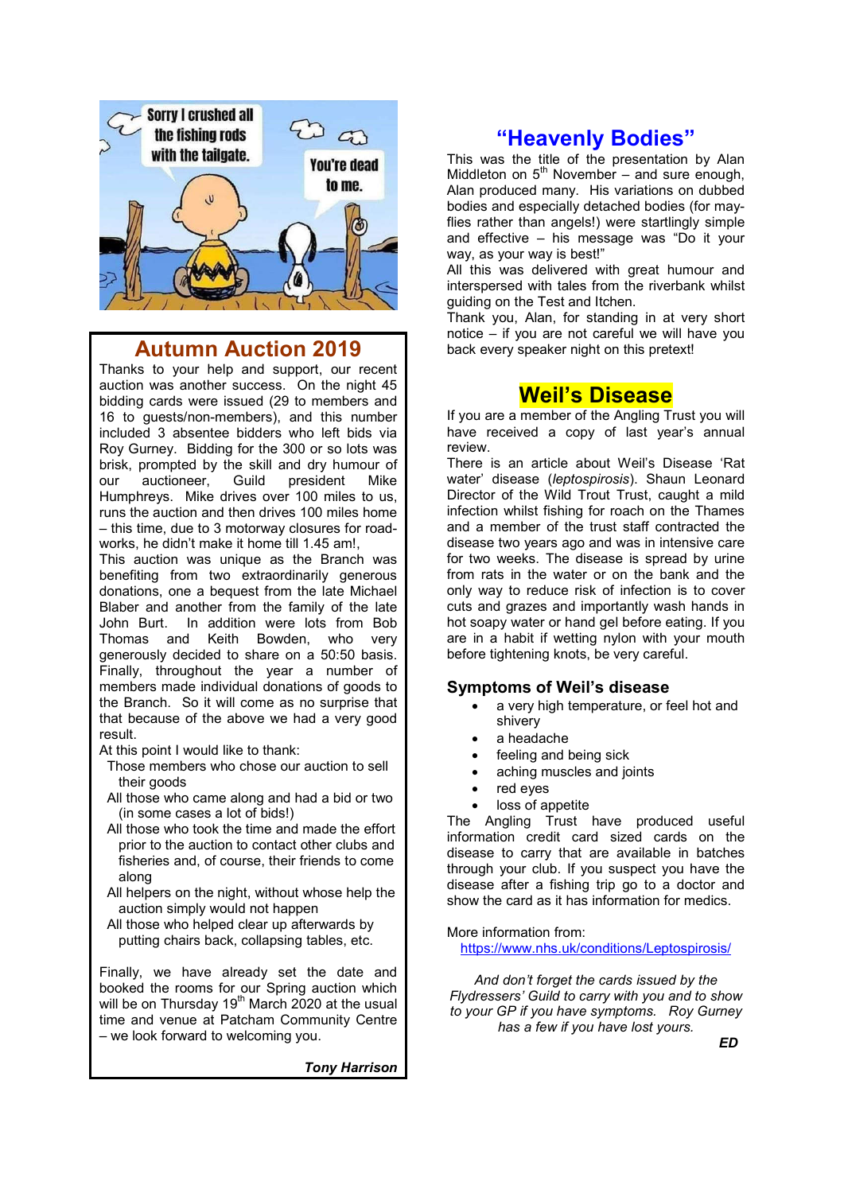## Autumn Auction 2019

Thanks to your help and support, our recent auction was another success. On the night 45 bidding cards were issued (29 to members and 16 to guests/non-members), and this number included 3 absentee bidders who left bids via Roy Gurney. Bidding for the 300 or so lots was brisk, prompted by the skill and dry humour of our auctioneer, Guild president Mike Humphreys. Mike drives over 100 miles to us, runs the auction and then drives 100 miles home – this time, due to 3 motorway closures for road-works, he didn't make it home till 1.45 am!,

This auction was unique as the Branch was benefiting from two extraordinarily generous donations, one a bequest from the late Michael Blaber and another from the family of the late John Burt. In addition were lots from Bob Thomas and Keith Bowden, who very generously decided to share on a 50:50 basis. Finally, throughout the year a number of members made individual donations of goods to the Branch. So it will come as no surprise that that because of the above we had a very good result.

At this point I would like to thank:

- Those members who chose our auction to sell their goods
- All those who came along and had a bid or two (in some cases a lot of bids!)
- All those who took the time and made the effort prior to the auction to contact other clubs and fisheries and, of course, their friends to come along
- All helpers on the night, without whose help the auction simply would not happen
- All those who helped clear up afterwards by putting chairs back, collapsing tables, etc.

Finally, we have already set the date and booked the rooms for our Spring auction which will be on Thursday 19th March 2020 at the usual time and venue at Patcham Community Centre – we look forward to welcoming you.

***Tony Harrison***

## "Heavenly Bodies"

This was the title of the presentation by Alan Middleton on 5th November – and sure enough, Alan produced many. His variations on dubbed bodies and especially detached bodies (for may-flies rather than angels!) were startlingly simple and effective – his message was "Do it your way, as your way is best!"

All this was delivered with great humour and interspersed with tales from the riverbank whilst guiding on the Test and Itchen.

Thank you, Alan, for standing in at very short notice – if you are not careful we will have you back every speaker night on this pretext!

## Weil's Disease

If you are a member of the Angling Trust you will have received a copy of last year's annual review.

There is an article about Weil's Disease 'Rat water' disease (*leptospirosis*). Shaun Leonard Director of the Wild Trout Trust, caught a mild infection whilst fishing for roach on the Thames and a member of the trust staff contracted the disease two years ago and was in intensive care for two weeks. The disease is spread by urine from rats in the water or on the bank and the only way to reduce risk of infection is to cover cuts and grazes and importantly wash hands in hot soapy water or hand gel before eating. If you are in a habit if wetting nylon with your mouth before tightening knots, be very careful.

### Symptoms of Weil's disease

- a very high temperature, or feel hot and shivery
- a headache
- feeling and being sick
- aching muscles and joints
- red eyes
- loss of appetite

The Angling Trust have produced useful information credit card sized cards on the disease to carry that are available in batches through your club. If you suspect you have the disease after a fishing trip go to a doctor and show the card as it has information for medics.

More information from:
https://www.nhs.uk/conditions/Leptospirosis/

*And don't forget the cards issued by the Flydressers' Guild to carry with you and to show to your GP if you have symptoms. Roy Gurney has a few if you have lost yours.*

***ED***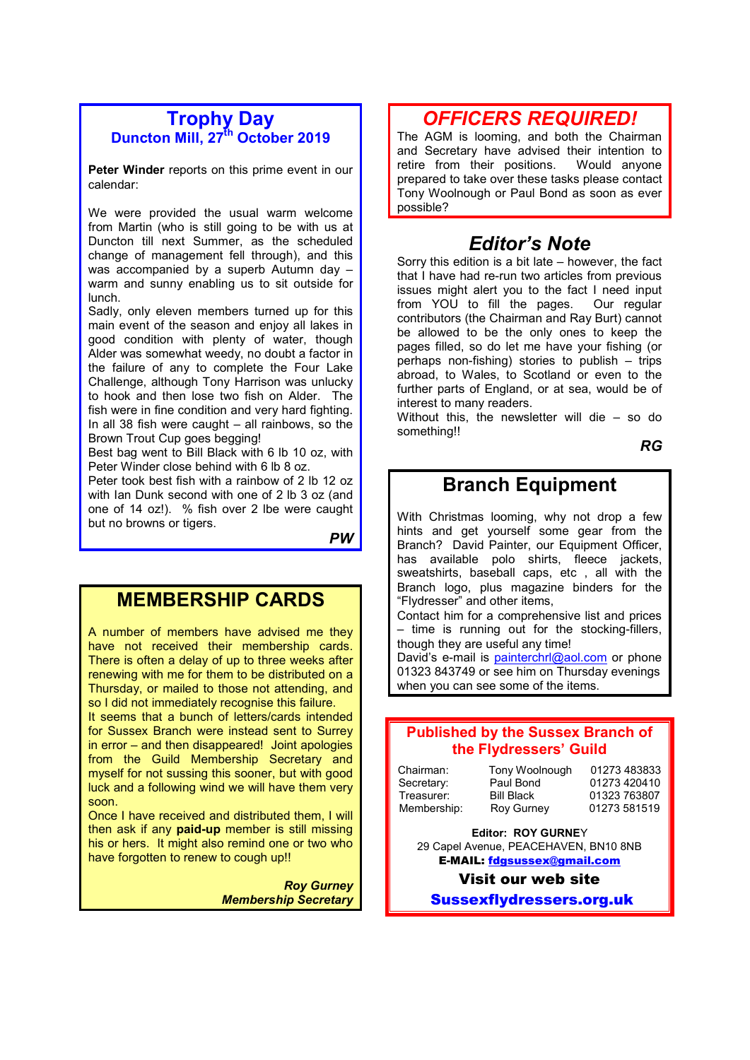# Trophy Day

## Duncton Mill, 27th October 2019

**Peter Winder** reports on this prime event in our calendar:

We were provided the usual warm welcome from Martin (who is still going to be with us at Duncton till next Summer, as the scheduled change of management fell through), and this was accompanied by a superb Autumn day – warm and sunny enabling us to sit outside for lunch.

Sadly, only eleven members turned up for this main event of the season and enjoy all lakes in good condition with plenty of water, though Alder was somewhat weedy, no doubt a factor in the failure of any to complete the Four Lake Challenge, although Tony Harrison was unlucky to hook and then lose two fish on Alder. The fish were in fine condition and very hard fighting. In all 38 fish were caught – all rainbows, so the Brown Trout Cup goes begging!

Best bag went to Bill Black with 6 lb 10 oz, with Peter Winder close behind with 6 lb 8 oz.

Peter took best fish with a rainbow of 2 lb 12 oz with Ian Dunk second with one of 2 lb 3 oz (and one of 14 oz!). % fish over 2 lbe were caught but no browns or tigers.

***PW***

# MEMBERSHIP CARDS

A number of members have advised me they have not received their membership cards. There is often a delay of up to three weeks after renewing with me for them to be distributed on a Thursday, or mailed to those not attending, and so I did not immediately recognise this failure.

It seems that a bunch of letters/cards intended for Sussex Branch were instead sent to Surrey in error – and then disappeared! Joint apologies from the Guild Membership Secretary and myself for not sussing this sooner, but with good luck and a following wind we will have them very soon.

Once I have received and distributed them, I will then ask if any **paid-up** member is still missing his or hers. It might also remind one or two who have forgotten to renew to cough up!!

***Roy Gurney***
***Membership Secretary***

# *OFFICERS REQUIRED!*

The AGM is looming, and both the Chairman and Secretary have advised their intention to retire from their positions. Would anyone prepared to take over these tasks please contact Tony Woolnough or Paul Bond as soon as ever possible?

# *Editor's Note*

Sorry this edition is a bit late – however, the fact that I have had re-run two articles from previous issues might alert you to the fact I need input from YOU to fill the pages. Our regular contributors (the Chairman and Ray Burt) cannot be allowed to be the only ones to keep the pages filled, so do let me have your fishing (or perhaps non-fishing) stories to publish – trips abroad, to Wales, to Scotland or even to the further parts of England, or at sea, would be of interest to many readers.

Without this, the newsletter will die – so do something!!

***RG***

# Branch Equipment

With Christmas looming, why not drop a few hints and get yourself some gear from the Branch? David Painter, our Equipment Officer, has available polo shirts, fleece jackets, sweatshirts, baseball caps, etc , all with the Branch logo, plus magazine binders for the "Flydresser" and other items,

Contact him for a comprehensive list and prices – time is running out for the stocking-fillers, though they are useful any time!

David's e-mail is painterchrl@aol.com or phone 01323 843749 or see him on Thursday evenings when you can see some of the items.

## Published by the Sussex Branch of the Flydressers' Guild

| | | |
|---|---|---|
| Chairman: | Tony Woolnough | 01273 483833 |
| Secretary: | Paul Bond | 01273 420410 |
| Treasurer: | Bill Black | 01323 763807 |
| Membership: | Roy Gurney | 01273 581519 |

**Editor: ROY GURNEY**
29 Capel Avenue, PEACEHAVEN, BN10 8NB
**E-MAIL: fdgsussex@gmail.com**

**Visit our web site**

**Sussexflydressers.org.uk**